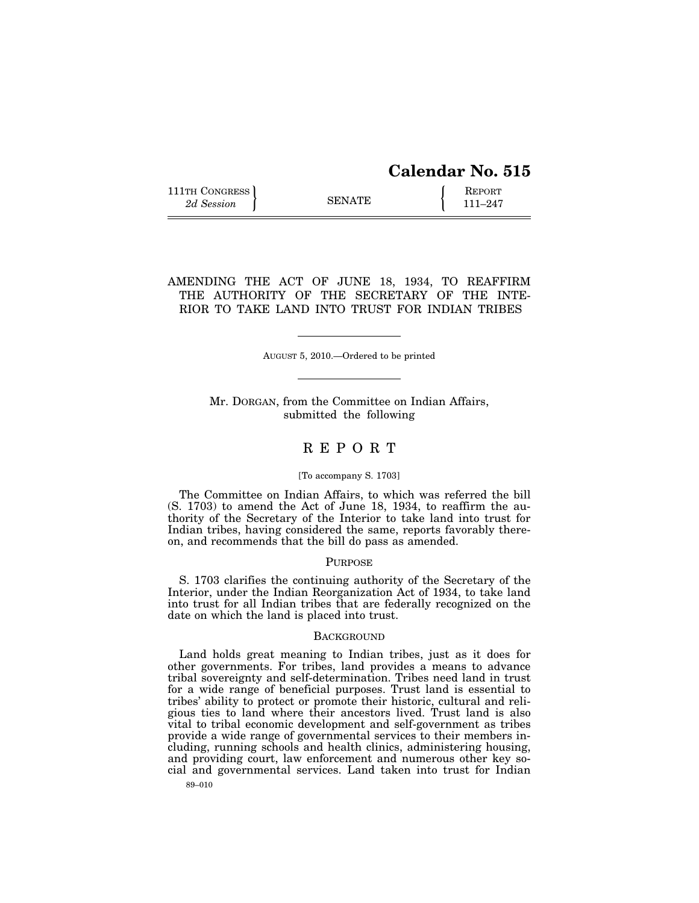# Calendar No. 515

111TH CONGRESS
*2d Session*

SENATE

REPORT
111–247

## AMENDING THE ACT OF JUNE 18, 1934, TO REAFFIRM THE AUTHORITY OF THE SECRETARY OF THE INTERIOR TO TAKE LAND INTO TRUST FOR INDIAN TRIBES

AUGUST 5, 2010.—Ordered to be printed

Mr. DORGAN, from the Committee on Indian Affairs, submitted the following

## R E P O R T

[To accompany S. 1703]

The Committee on Indian Affairs, to which was referred the bill (S. 1703) to amend the Act of June 18, 1934, to reaffirm the authority of the Secretary of the Interior to take land into trust for Indian tribes, having considered the same, reports favorably thereon, and recommends that the bill do pass as amended.

### PURPOSE

S. 1703 clarifies the continuing authority of the Secretary of the Interior, under the Indian Reorganization Act of 1934, to take land into trust for all Indian tribes that are federally recognized on the date on which the land is placed into trust.

### BACKGROUND

Land holds great meaning to Indian tribes, just as it does for other governments. For tribes, land provides a means to advance tribal sovereignty and self-determination. Tribes need land in trust for a wide range of beneficial purposes. Trust land is essential to tribes' ability to protect or promote their historic, cultural and religious ties to land where their ancestors lived. Trust land is also vital to tribal economic development and self-government as tribes provide a wide range of governmental services to their members including, running schools and health clinics, administering housing, and providing court, law enforcement and numerous other key social and governmental services. Land taken into trust for Indian

89–010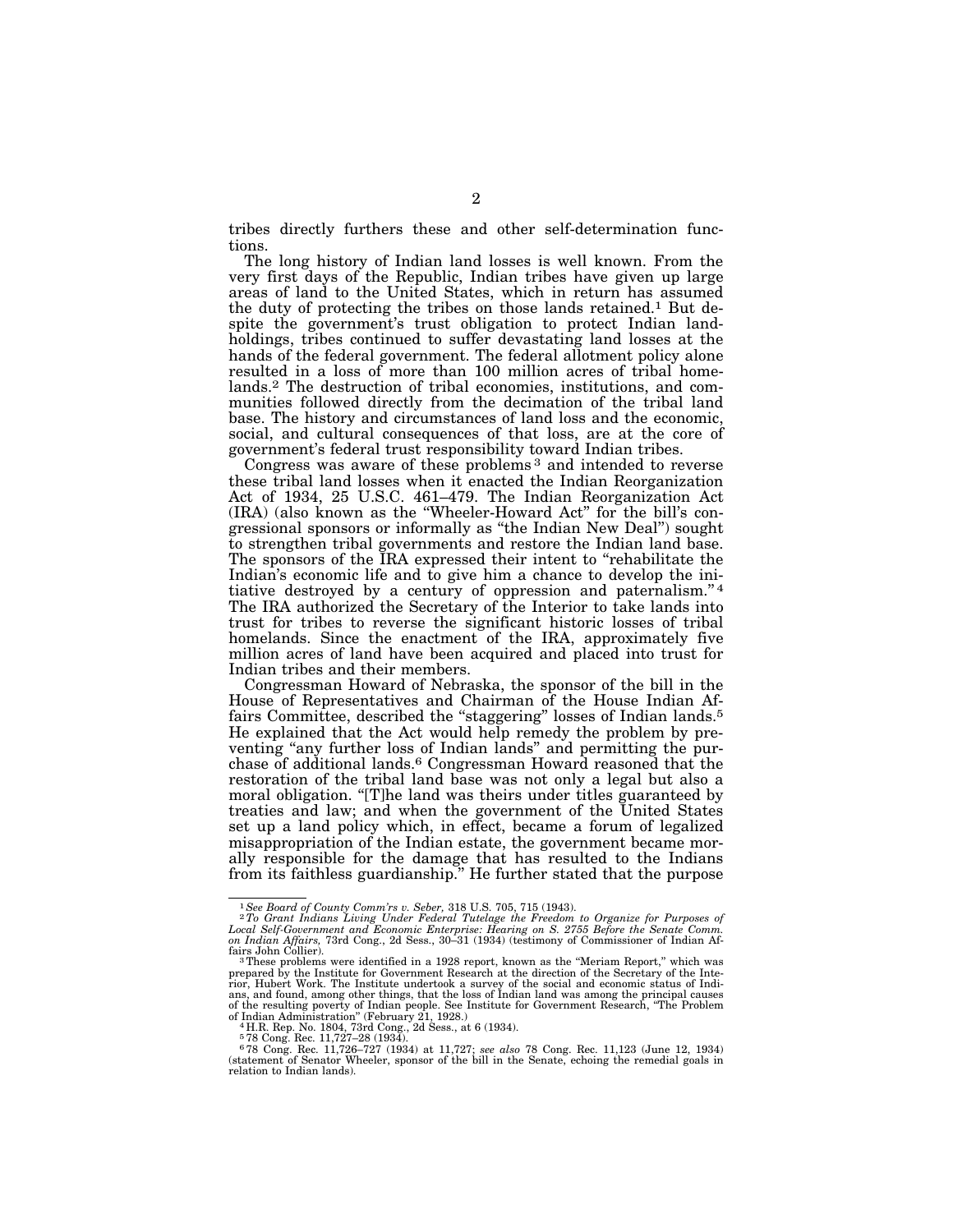tribes directly furthers these and other self-determination functions.

The long history of Indian land losses is well known. From the very first days of the Republic, Indian tribes have given up large areas of land to the United States, which in return has assumed the duty of protecting the tribes on those lands retained.[1] But despite the government's trust obligation to protect Indian landholdings, tribes continued to suffer devastating land losses at the hands of the federal government. The federal allotment policy alone resulted in a loss of more than 100 million acres of tribal homelands.[2] The destruction of tribal economies, institutions, and communities followed directly from the decimation of the tribal land base. The history and circumstances of land loss and the economic, social, and cultural consequences of that loss, are at the core of government's federal trust responsibility toward Indian tribes.

Congress was aware of these problems[3] and intended to reverse these tribal land losses when it enacted the Indian Reorganization Act of 1934, 25 U.S.C. 461–479. The Indian Reorganization Act (IRA) (also known as the "Wheeler-Howard Act" for the bill's congressional sponsors or informally as "the Indian New Deal") sought to strengthen tribal governments and restore the Indian land base. The sponsors of the IRA expressed their intent to "rehabilitate the Indian's economic life and to give him a chance to develop the initiative destroyed by a century of oppression and paternalism."[4] The IRA authorized the Secretary of the Interior to take lands into trust for tribes to reverse the significant historic losses of tribal homelands. Since the enactment of the IRA, approximately five million acres of land have been acquired and placed into trust for Indian tribes and their members.

Congressman Howard of Nebraska, the sponsor of the bill in the House of Representatives and Chairman of the House Indian Affairs Committee, described the "staggering" losses of Indian lands.[5] He explained that the Act would help remedy the problem by preventing "any further loss of Indian lands" and permitting the purchase of additional lands.[6] Congressman Howard reasoned that the restoration of the tribal land base was not only a legal but also a moral obligation. "[T]he land was theirs under titles guaranteed by treaties and law; and when the government of the United States set up a land policy which, in effect, became a forum of legalized misappropriation of the Indian estate, the government became morally responsible for the damage that has resulted to the Indians from its faithless guardianship." He further stated that the purpose

---

[1] *See Board of County Comm'rs v. Seber,* 318 U.S. 705, 715 (1943).

[2] *To Grant Indians Living Under Federal Tutelage the Freedom to Organize for Purposes of Local Self-Government and Economic Enterprise: Hearing on S. 2755 Before the Senate Comm. on Indian Affairs,* 73rd Cong., 2d Sess., 30–31 (1934) (testimony of Commissioner of Indian Affairs John Collier).

[3] These problems were identified in a 1928 report, known as the "Meriam Report," which was prepared by the Institute for Government Research at the direction of the Secretary of the Interior, Hubert Work. The Institute undertook a survey of the social and economic status of Indians, and found, among other things, that the loss of Indian land was among the principal causes of the resulting poverty of Indian people. See Institute for Government Research, "The Problem of Indian Administration" (February 21, 1928.)

[4] H.R. Rep. No. 1804, 73rd Cong., 2d Sess., at 6 (1934).

[5] 78 Cong. Rec. 11,727–28 (1934).

[6] 78 Cong. Rec. 11,726–727 (1934) at 11,727; *see also* 78 Cong. Rec. 11,123 (June 12, 1934) (statement of Senator Wheeler, sponsor of the bill in the Senate, echoing the remedial goals in relation to Indian lands).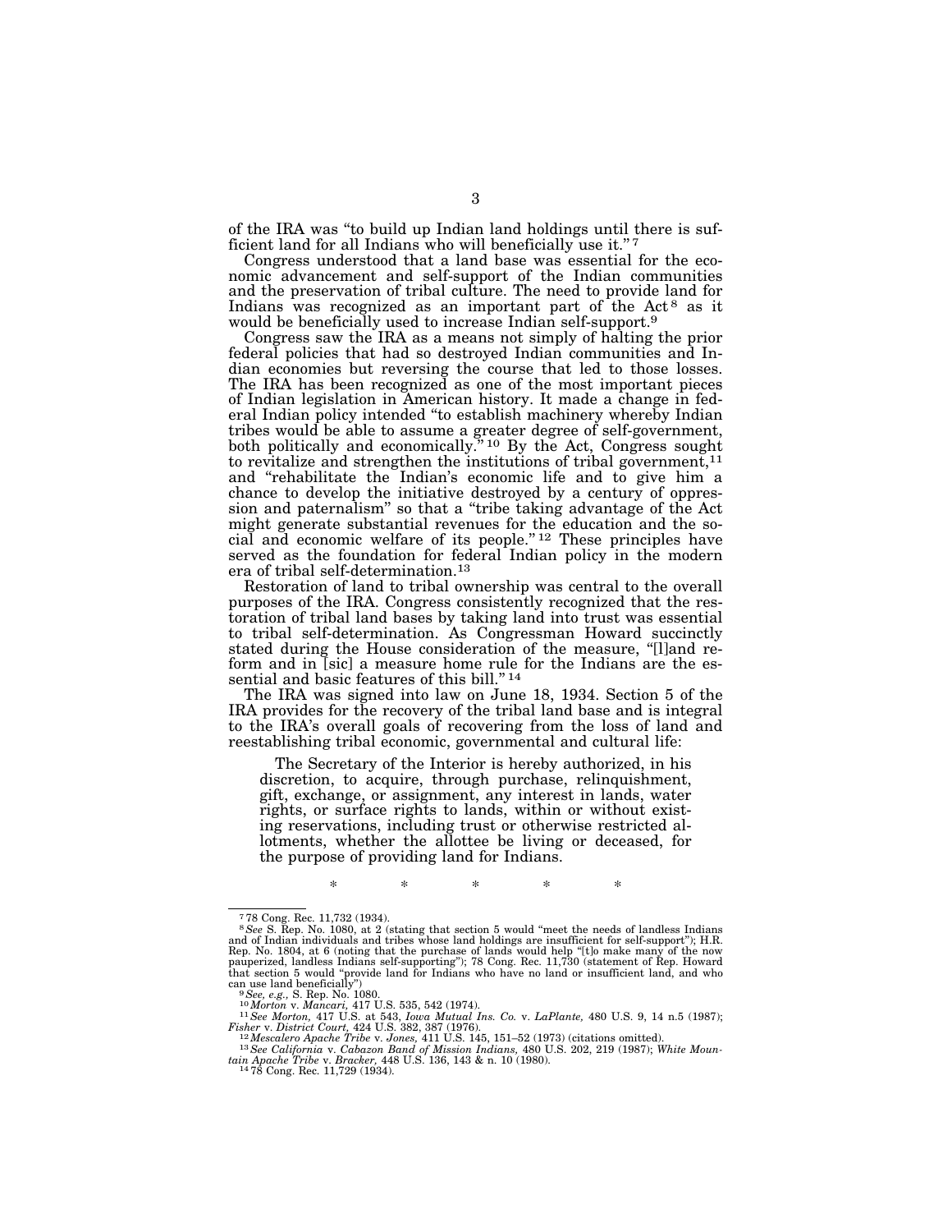of the IRA was "to build up Indian land holdings until there is sufficient land for all Indians who will beneficially use it."[7]

Congress understood that a land base was essential for the economic advancement and self-support of the Indian communities and the preservation of tribal culture. The need to provide land for Indians was recognized as an important part of the Act[8] as it would be beneficially used to increase Indian self-support.[9]

Congress saw the IRA as a means not simply of halting the prior federal policies that had so destroyed Indian communities and Indian economies but reversing the course that led to those losses. The IRA has been recognized as one of the most important pieces of Indian legislation in American history. It made a change in federal Indian policy intended "to establish machinery whereby Indian tribes would be able to assume a greater degree of self-government, both politically and economically."[10] By the Act, Congress sought to revitalize and strengthen the institutions of tribal government,[11] and "rehabilitate the Indian's economic life and to give him a chance to develop the initiative destroyed by a century of oppression and paternalism" so that a "tribe taking advantage of the Act might generate substantial revenues for the education and the social and economic welfare of its people."[12] These principles have served as the foundation for federal Indian policy in the modern era of tribal self-determination.[13]

Restoration of land to tribal ownership was central to the overall purposes of the IRA. Congress consistently recognized that the restoration of tribal land bases by taking land into trust was essential to tribal self-determination. As Congressman Howard succinctly stated during the House consideration of the measure, "[l]and reform and in [sic] a measure home rule for the Indians are the essential and basic features of this bill."[14]

The IRA was signed into law on June 18, 1934. Section 5 of the IRA provides for the recovery of the tribal land base and is integral to the IRA's overall goals of recovering from the loss of land and reestablishing tribal economic, governmental and cultural life:

> The Secretary of the Interior is hereby authorized, in his discretion, to acquire, through purchase, relinquishment, gift, exchange, or assignment, any interest in lands, water rights, or surface rights to lands, within or without existing reservations, including trust or otherwise restricted allotments, whether the allottee be living or deceased, for the purpose of providing land for Indians.

\*  \*  \*  \*  \*

---

[7] 78 Cong. Rec. 11,732 (1934).

[8] *See* S. Rep. No. 1080, at 2 (stating that section 5 would "meet the needs of landless Indians and of Indian individuals and tribes whose land holdings are insufficient for self-support"); H.R. Rep. No. 1804, at 6 (noting that the purchase of lands would help "[t]o make many of the now pauperized, landless Indians self-supporting"); 78 Cong. Rec. 11,730 (statement of Rep. Howard that section 5 would "provide land for Indians who have no land or insufficient land, and who can use land beneficially")

[9] *See, e.g.,* S. Rep. No. 1080.

[10] *Morton* v. *Mancari,* 417 U.S. 535, 542 (1974).

[11] *See Morton,* 417 U.S. at 543, *Iowa Mutual Ins. Co.* v. *LaPlante,* 480 U.S. 9, 14 n.5 (1987); *Fisher* v. *District Court,* 424 U.S. 382, 387 (1976).

[12] *Mescalero Apache Tribe* v. *Jones,* 411 U.S. 145, 151–52 (1973) (citations omitted).

[13] *See California* v. *Cabazon Band of Mission Indians,* 480 U.S. 202, 219 (1987); *White Mountain Apache Tribe* v. *Bracker,* 448 U.S. 136, 143 & n. 10 (1980).

[14] 78 Cong. Rec. 11,729 (1934).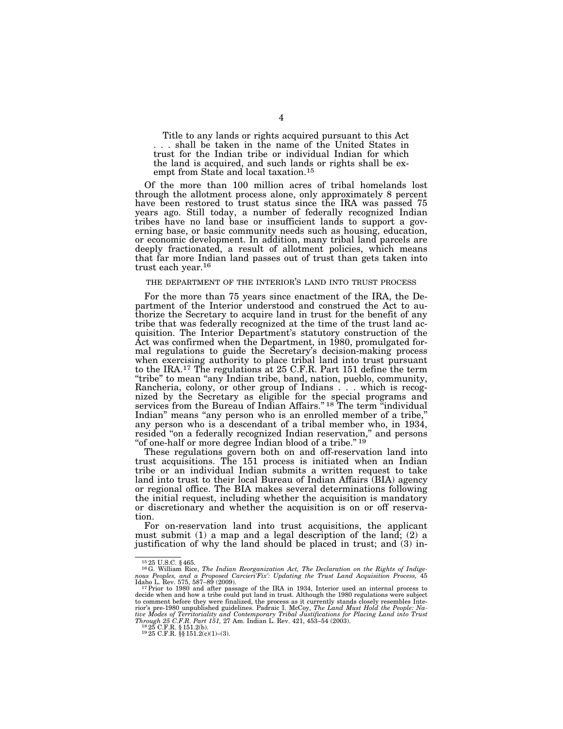> Title to any lands or rights acquired pursuant to this Act . . . shall be taken in the name of the United States in trust for the Indian tribe or individual Indian for which the land is acquired, and such lands or rights shall be exempt from State and local taxation.[15]

Of the more than 100 million acres of tribal homelands lost through the allotment process alone, only approximately 8 percent have been restored to trust status since the IRA was passed 75 years ago. Still today, a number of federally recognized Indian tribes have no land base or insufficient lands to support a governing base, or basic community needs such as housing, education, or economic development. In addition, many tribal land parcels are deeply fractionated, a result of allotment policies, which means that far more Indian land passes out of trust than gets taken into trust each year.[16]

### THE DEPARTMENT OF THE INTERIOR'S LAND INTO TRUST PROCESS

For the more than 75 years since enactment of the IRA, the Department of the Interior understood and construed the Act to authorize the Secretary to acquire land in trust for the benefit of any tribe that was federally recognized at the time of the trust land acquisition. The Interior Department's statutory construction of the Act was confirmed when the Department, in 1980, promulgated formal regulations to guide the Secretary's decision-making process when exercising authority to place tribal land into trust pursuant to the IRA.[17] The regulations at 25 C.F.R. Part 151 define the term "tribe" to mean "any Indian tribe, band, nation, pueblo, community, Rancheria, colony, or other group of Indians . . . which is recognized by the Secretary as eligible for the special programs and services from the Bureau of Indian Affairs."[18] The term "individual Indian" means "any person who is an enrolled member of a tribe," any person who is a descendant of a tribal member who, in 1934, resided "on a federally recognized Indian reservation," and persons "of one-half or more degree Indian blood of a tribe."[19]

These regulations govern both on and off-reservation land into trust acquisitions. The 151 process is initiated when an Indian tribe or an individual Indian submits a written request to take land into trust to their local Bureau of Indian Affairs (BIA) agency or regional office. The BIA makes several determinations following the initial request, including whether the acquisition is mandatory or discretionary and whether the acquisition is on or off reservation.

For on-reservation land into trust acquisitions, the applicant must submit (1) a map and a legal description of the land; (2) a justification of why the land should be placed in trust; and (3) in-

---

[15] 25 U.S.C. § 465.

[16] G. William Rice, *The Indian Reorganization Act, The Declaration on the Rights of Indigenous Peoples, and a Proposed Carcieri'Fix': Updating the Trust Land Acquisition Process,* 45 Idaho L. Rev. 575, 587–89 (2009).

[17] Prior to 1980 and after passage of the IRA in 1934, Interior used an internal process to decide when and how a tribe could put land in trust. Although the 1980 regulations were subject to comment before they were finalized, the process as it currently stands closely resembles Interior's pre-1980 unpublished guidelines. Padraic I. McCoy, *The Land Must Hold the People: Native Modes of Territoriality and Contemporary Tribal Justifications for Placing Land into Trust Through 25 C.F.R. Part 151,* 27 Am. Indian L. Rev. 421, 453–54 (2003).

[18] 25 C.F.R. § 151.2(b).

[19] 25 C.F.R. §§ 151.2(c)(1)–(3).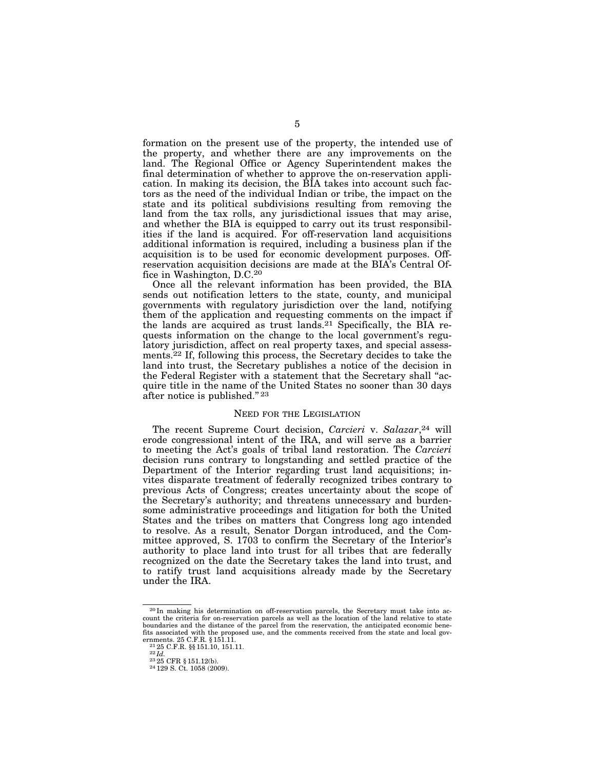formation on the present use of the property, the intended use of the property, and whether there are any improvements on the land. The Regional Office or Agency Superintendent makes the final determination of whether to approve the on-reservation application. In making its decision, the BIA takes into account such factors as the need of the individual Indian or tribe, the impact on the state and its political subdivisions resulting from removing the land from the tax rolls, any jurisdictional issues that may arise, and whether the BIA is equipped to carry out its trust responsibilities if the land is acquired. For off-reservation land acquisitions additional information is required, including a business plan if the acquisition is to be used for economic development purposes. Off-reservation acquisition decisions are made at the BIA's Central Office in Washington, D.C.[20]

Once all the relevant information has been provided, the BIA sends out notification letters to the state, county, and municipal governments with regulatory jurisdiction over the land, notifying them of the application and requesting comments on the impact if the lands are acquired as trust lands.[21] Specifically, the BIA requests information on the change to the local government's regulatory jurisdiction, affect on real property taxes, and special assessments.[22] If, following this process, the Secretary decides to take the land into trust, the Secretary publishes a notice of the decision in the Federal Register with a statement that the Secretary shall "acquire title in the name of the United States no sooner than 30 days after notice is published."[23]

## NEED FOR THE LEGISLATION

The recent Supreme Court decision, *Carcieri* v. *Salazar*,[24] will erode congressional intent of the IRA, and will serve as a barrier to meeting the Act's goals of tribal land restoration. The *Carcieri* decision runs contrary to longstanding and settled practice of the Department of the Interior regarding trust land acquisitions; invites disparate treatment of federally recognized tribes contrary to previous Acts of Congress; creates uncertainty about the scope of the Secretary's authority; and threatens unnecessary and burdensome administrative proceedings and litigation for both the United States and the tribes on matters that Congress long ago intended to resolve. As a result, Senator Dorgan introduced, and the Committee approved, S. 1703 to confirm the Secretary of the Interior's authority to place land into trust for all tribes that are federally recognized on the date the Secretary takes the land into trust, and to ratify trust land acquisitions already made by the Secretary under the IRA.

---

[20] In making his determination on off-reservation parcels, the Secretary must take into account the criteria for on-reservation parcels as well as the location of the land relative to state boundaries and the distance of the parcel from the reservation, the anticipated economic benefits associated with the proposed use, and the comments received from the state and local governments. 25 C.F.R. § 151.11.

[21] 25 C.F.R. §§ 151.10, 151.11.

[22] *Id.*

[23] 25 CFR § 151.12(b).

[24] 129 S. Ct. 1058 (2009).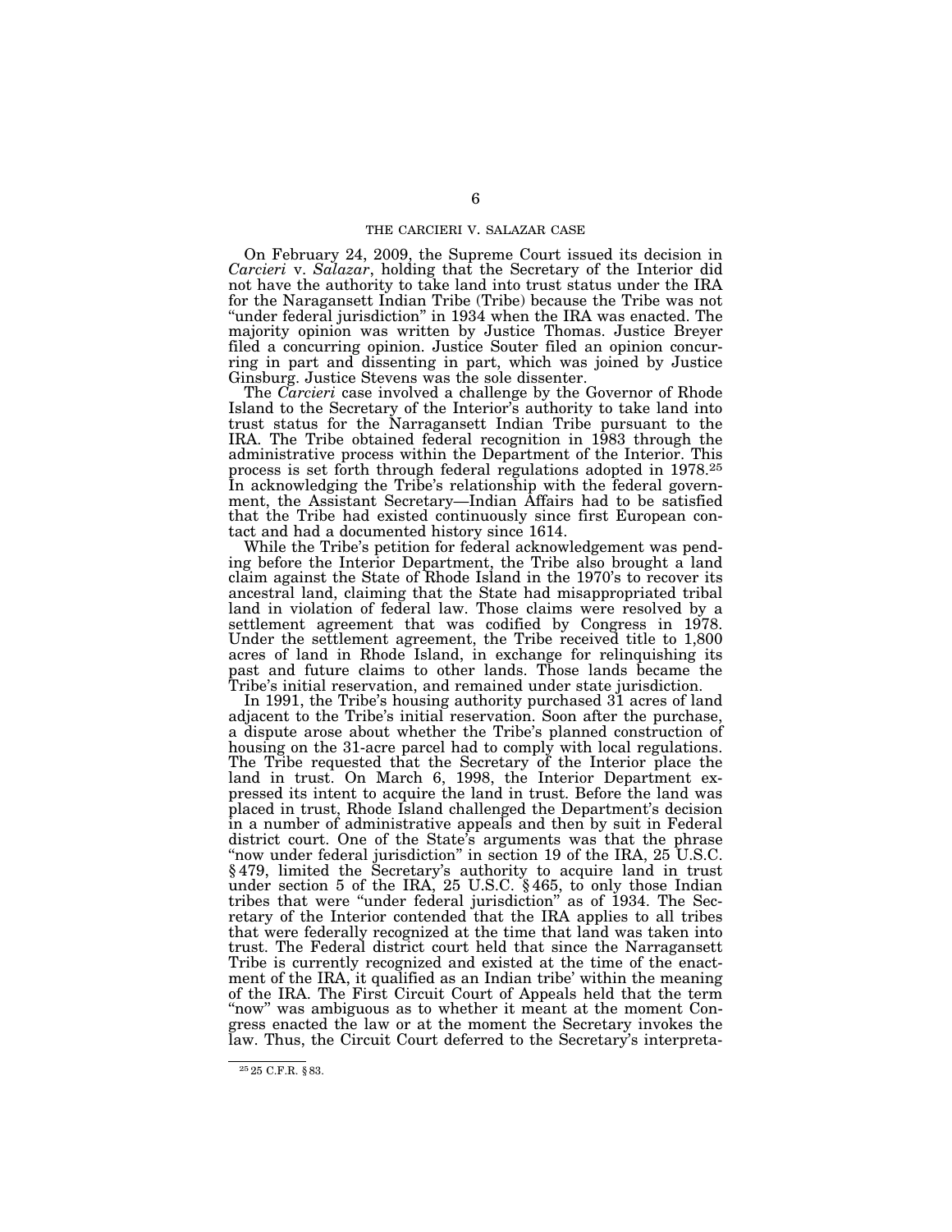## THE CARCIERI V. SALAZAR CASE

On February 24, 2009, the Supreme Court issued its decision in *Carcieri* v. *Salazar*, holding that the Secretary of the Interior did not have the authority to take land into trust status under the IRA for the Naragansett Indian Tribe (Tribe) because the Tribe was not "under federal jurisdiction" in 1934 when the IRA was enacted. The majority opinion was written by Justice Thomas. Justice Breyer filed a concurring opinion. Justice Souter filed an opinion concurring in part and dissenting in part, which was joined by Justice Ginsburg. Justice Stevens was the sole dissenter.

The *Carcieri* case involved a challenge by the Governor of Rhode Island to the Secretary of the Interior's authority to take land into trust status for the Narragansett Indian Tribe pursuant to the IRA. The Tribe obtained federal recognition in 1983 through the administrative process within the Department of the Interior. This process is set forth through federal regulations adopted in 1978.[25] In acknowledging the Tribe's relationship with the federal government, the Assistant Secretary—Indian Affairs had to be satisfied that the Tribe had existed continuously since first European contact and had a documented history since 1614.

While the Tribe's petition for federal acknowledgement was pending before the Interior Department, the Tribe also brought a land claim against the State of Rhode Island in the 1970's to recover its ancestral land, claiming that the State had misappropriated tribal land in violation of federal law. Those claims were resolved by a settlement agreement that was codified by Congress in 1978. Under the settlement agreement, the Tribe received title to 1,800 acres of land in Rhode Island, in exchange for relinquishing its past and future claims to other lands. Those lands became the Tribe's initial reservation, and remained under state jurisdiction.

In 1991, the Tribe's housing authority purchased 31 acres of land adjacent to the Tribe's initial reservation. Soon after the purchase, a dispute arose about whether the Tribe's planned construction of housing on the 31-acre parcel had to comply with local regulations. The Tribe requested that the Secretary of the Interior place the land in trust. On March 6, 1998, the Interior Department expressed its intent to acquire the land in trust. Before the land was placed in trust, Rhode Island challenged the Department's decision in a number of administrative appeals and then by suit in Federal district court. One of the State's arguments was that the phrase "now under federal jurisdiction" in section 19 of the IRA, 25 U.S.C. § 479, limited the Secretary's authority to acquire land in trust under section 5 of the IRA, 25 U.S.C. § 465, to only those Indian tribes that were "under federal jurisdiction" as of 1934. The Secretary of the Interior contended that the IRA applies to all tribes that were federally recognized at the time that land was taken into trust. The Federal district court held that since the Narragansett Tribe is currently recognized and existed at the time of the enactment of the IRA, it qualified as an Indian tribe' within the meaning of the IRA. The First Circuit Court of Appeals held that the term "now" was ambiguous as to whether it meant at the moment Congress enacted the law or at the moment the Secretary invokes the law. Thus, the Circuit Court deferred to the Secretary's interpreta-

[25] 25 C.F.R. § 83.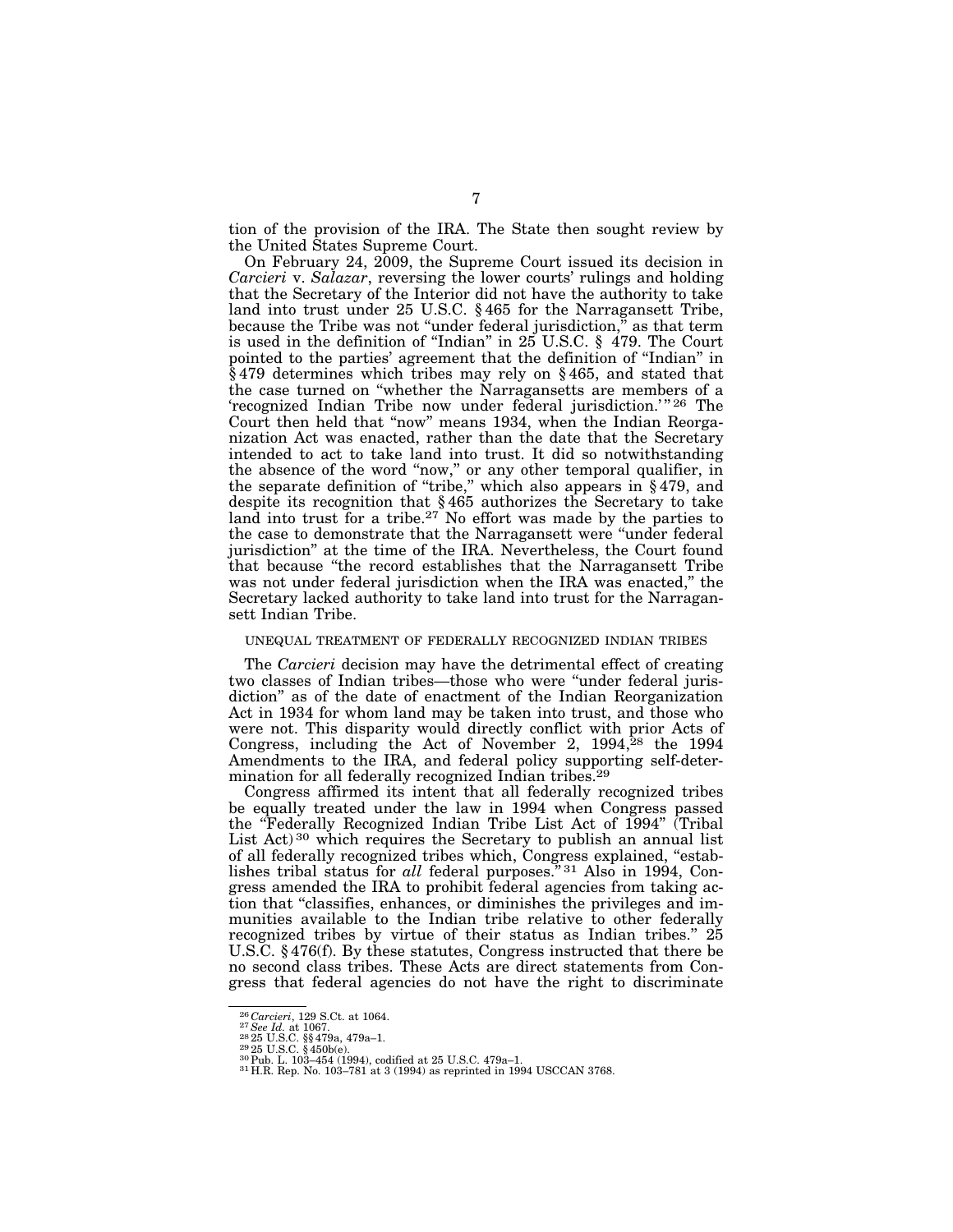tion of the provision of the IRA. The State then sought review by the United States Supreme Court.

On February 24, 2009, the Supreme Court issued its decision in *Carcieri* v. *Salazar*, reversing the lower courts' rulings and holding that the Secretary of the Interior did not have the authority to take land into trust under 25 U.S.C. § 465 for the Narragansett Tribe, because the Tribe was not "under federal jurisdiction," as that term is used in the definition of "Indian" in 25 U.S.C. § 479. The Court pointed to the parties' agreement that the definition of "Indian" in § 479 determines which tribes may rely on § 465, and stated that the case turned on "whether the Narragansetts are members of a 'recognized Indian Tribe now under federal jurisdiction.'"[26] The Court then held that "now" means 1934, when the Indian Reorganization Act was enacted, rather than the date that the Secretary intended to act to take land into trust. It did so notwithstanding the absence of the word "now," or any other temporal qualifier, in the separate definition of "tribe," which also appears in § 479, and despite its recognition that § 465 authorizes the Secretary to take land into trust for a tribe.[27] No effort was made by the parties to the case to demonstrate that the Narragansett were "under federal jurisdiction" at the time of the IRA. Nevertheless, the Court found that because "the record establishes that the Narragansett Tribe was not under federal jurisdiction when the IRA was enacted," the Secretary lacked authority to take land into trust for the Narragansett Indian Tribe.

## UNEQUAL TREATMENT OF FEDERALLY RECOGNIZED INDIAN TRIBES

The *Carcieri* decision may have the detrimental effect of creating two classes of Indian tribes—those who were "under federal jurisdiction" as of the date of enactment of the Indian Reorganization Act in 1934 for whom land may be taken into trust, and those who were not. This disparity would directly conflict with prior Acts of Congress, including the Act of November 2, 1994,[28] the 1994 Amendments to the IRA, and federal policy supporting self-determination for all federally recognized Indian tribes.[29]

Congress affirmed its intent that all federally recognized tribes be equally treated under the law in 1994 when Congress passed the "Federally Recognized Indian Tribe List Act of 1994" (Tribal List Act)[30] which requires the Secretary to publish an annual list of all federally recognized tribes which, Congress explained, "establishes tribal status for *all* federal purposes."[31] Also in 1994, Congress amended the IRA to prohibit federal agencies from taking action that "classifies, enhances, or diminishes the privileges and immunities available to the Indian tribe relative to other federally recognized tribes by virtue of their status as Indian tribes." 25 U.S.C. § 476(f). By these statutes, Congress instructed that there be no second class tribes. These Acts are direct statements from Congress that federal agencies do not have the right to discriminate

---

[26] *Carcieri*, 129 S.Ct. at 1064.
[27] *See Id.* at 1067.
[28] 25 U.S.C. §§ 479a, 479a–1.
[29] 25 U.S.C. § 450b(e).
[30] Pub. L. 103–454 (1994), codified at 25 U.S.C. 479a–1.
[31] H.R. Rep. No. 103–781 at 3 (1994) as reprinted in 1994 USCCAN 3768.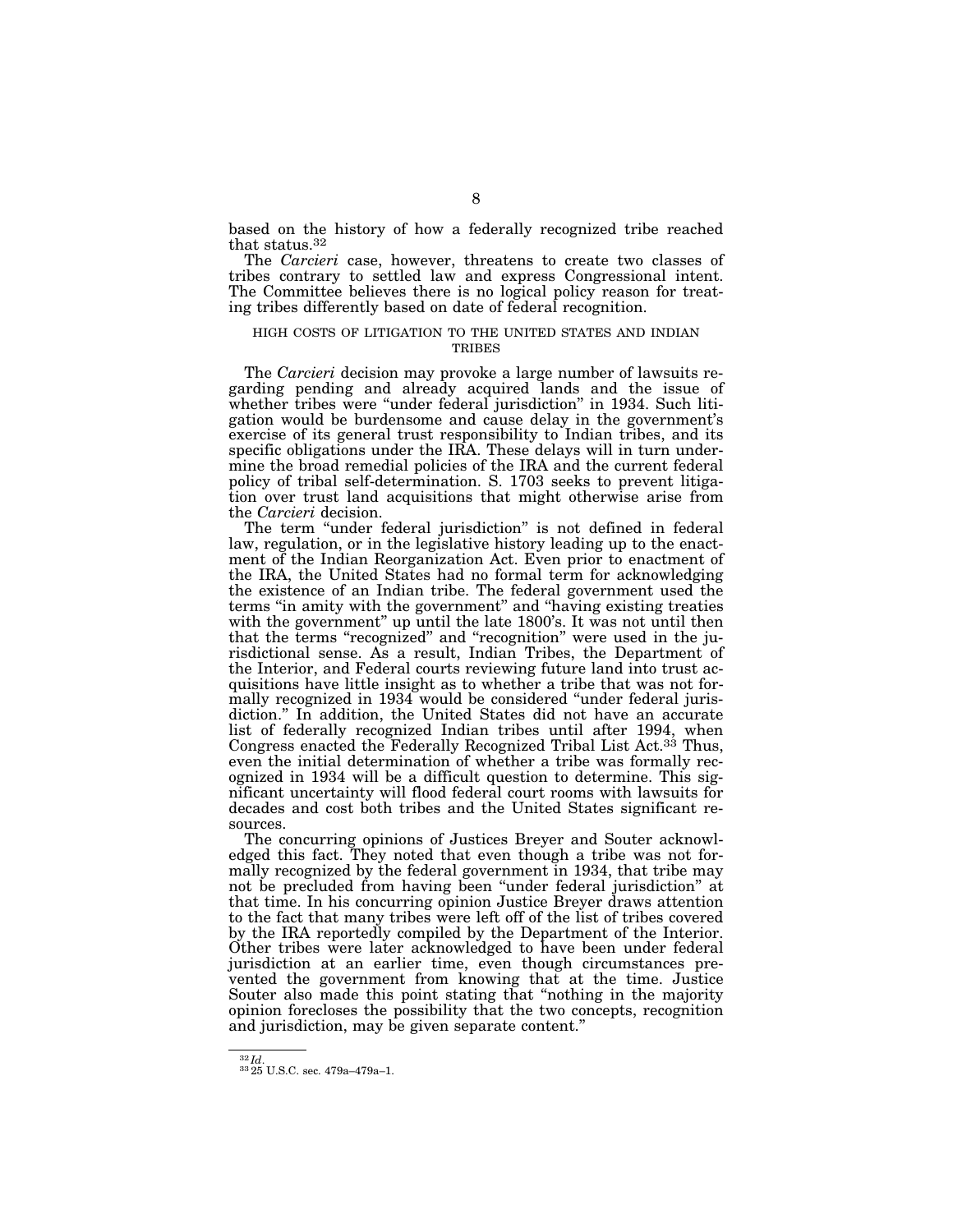based on the history of how a federally recognized tribe reached that status.[32]

The *Carcieri* case, however, threatens to create two classes of tribes contrary to settled law and express Congressional intent. The Committee believes there is no logical policy reason for treating tribes differently based on date of federal recognition.

### HIGH COSTS OF LITIGATION TO THE UNITED STATES AND INDIAN TRIBES

The *Carcieri* decision may provoke a large number of lawsuits regarding pending and already acquired lands and the issue of whether tribes were "under federal jurisdiction" in 1934. Such litigation would be burdensome and cause delay in the government's exercise of its general trust responsibility to Indian tribes, and its specific obligations under the IRA. These delays will in turn undermine the broad remedial policies of the IRA and the current federal policy of tribal self-determination. S. 1703 seeks to prevent litigation over trust land acquisitions that might otherwise arise from the *Carcieri* decision.

The term "under federal jurisdiction" is not defined in federal law, regulation, or in the legislative history leading up to the enactment of the Indian Reorganization Act. Even prior to enactment of the IRA, the United States had no formal term for acknowledging the existence of an Indian tribe. The federal government used the terms "in amity with the government" and "having existing treaties with the government" up until the late 1800's. It was not until then that the terms "recognized" and "recognition" were used in the jurisdictional sense. As a result, Indian Tribes, the Department of the Interior, and Federal courts reviewing future land into trust acquisitions have little insight as to whether a tribe that was not formally recognized in 1934 would be considered "under federal jurisdiction." In addition, the United States did not have an accurate list of federally recognized Indian tribes until after 1994, when Congress enacted the Federally Recognized Tribal List Act.[33] Thus, even the initial determination of whether a tribe was formally recognized in 1934 will be a difficult question to determine. This significant uncertainty will flood federal court rooms with lawsuits for decades and cost both tribes and the United States significant resources.

The concurring opinions of Justices Breyer and Souter acknowledged this fact. They noted that even though a tribe was not formally recognized by the federal government in 1934, that tribe may not be precluded from having been "under federal jurisdiction" at that time. In his concurring opinion Justice Breyer draws attention to the fact that many tribes were left off of the list of tribes covered by the IRA reportedly compiled by the Department of the Interior. Other tribes were later acknowledged to have been under federal jurisdiction at an earlier time, even though circumstances prevented the government from knowing that at the time. Justice Souter also made this point stating that "nothing in the majority opinion forecloses the possibility that the two concepts, recognition and jurisdiction, may be given separate content."

---

[32] *Id.*
[33] 25 U.S.C. sec. 479a–479a–1.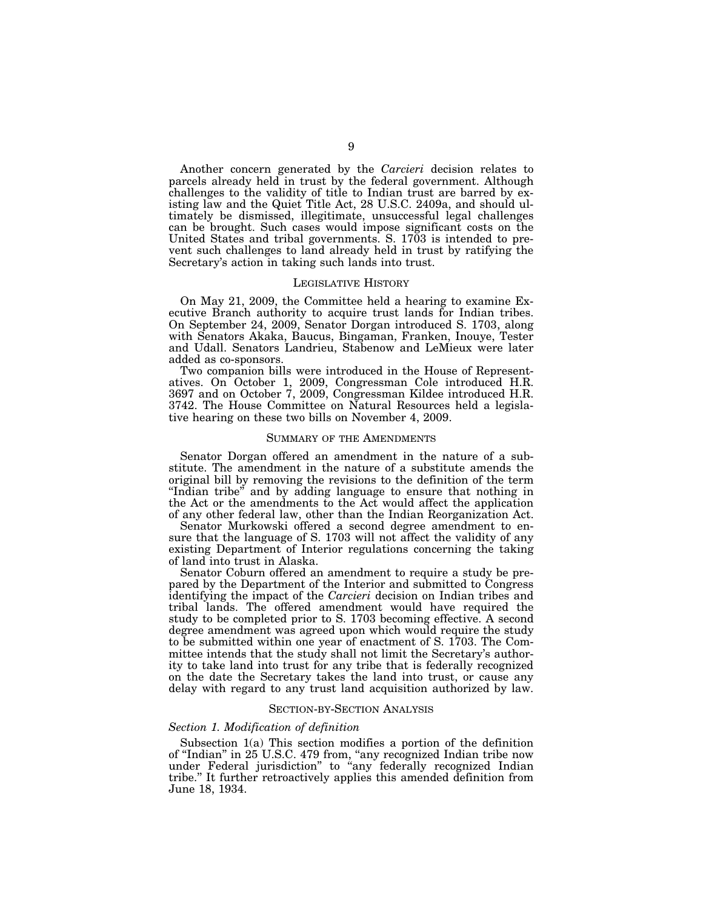Another concern generated by the *Carcieri* decision relates to parcels already held in trust by the federal government. Although challenges to the validity of title to Indian trust are barred by existing law and the Quiet Title Act, 28 U.S.C. 2409a, and should ultimately be dismissed, illegitimate, unsuccessful legal challenges can be brought. Such cases would impose significant costs on the United States and tribal governments. S. 1703 is intended to prevent such challenges to land already held in trust by ratifying the Secretary's action in taking such lands into trust.

## LEGISLATIVE HISTORY

On May 21, 2009, the Committee held a hearing to examine Executive Branch authority to acquire trust lands for Indian tribes. On September 24, 2009, Senator Dorgan introduced S. 1703, along with Senators Akaka, Baucus, Bingaman, Franken, Inouye, Tester and Udall. Senators Landrieu, Stabenow and LeMieux were later added as co-sponsors.

Two companion bills were introduced in the House of Representatives. On October 1, 2009, Congressman Cole introduced H.R. 3697 and on October 7, 2009, Congressman Kildee introduced H.R. 3742. The House Committee on Natural Resources held a legislative hearing on these two bills on November 4, 2009.

## SUMMARY OF THE AMENDMENTS

Senator Dorgan offered an amendment in the nature of a substitute. The amendment in the nature of a substitute amends the original bill by removing the revisions to the definition of the term "Indian tribe" and by adding language to ensure that nothing in the Act or the amendments to the Act would affect the application of any other federal law, other than the Indian Reorganization Act.

Senator Murkowski offered a second degree amendment to ensure that the language of S. 1703 will not affect the validity of any existing Department of Interior regulations concerning the taking of land into trust in Alaska.

Senator Coburn offered an amendment to require a study be prepared by the Department of the Interior and submitted to Congress identifying the impact of the *Carcieri* decision on Indian tribes and tribal lands. The offered amendment would have required the study to be completed prior to S. 1703 becoming effective. A second degree amendment was agreed upon which would require the study to be submitted within one year of enactment of S. 1703. The Committee intends that the study shall not limit the Secretary's authority to take land into trust for any tribe that is federally recognized on the date the Secretary takes the land into trust, or cause any delay with regard to any trust land acquisition authorized by law.

## SECTION-BY-SECTION ANALYSIS

### *Section 1. Modification of definition*

Subsection 1(a) This section modifies a portion of the definition of "Indian" in 25 U.S.C. 479 from, "any recognized Indian tribe now under Federal jurisdiction" to "any federally recognized Indian tribe." It further retroactively applies this amended definition from June 18, 1934.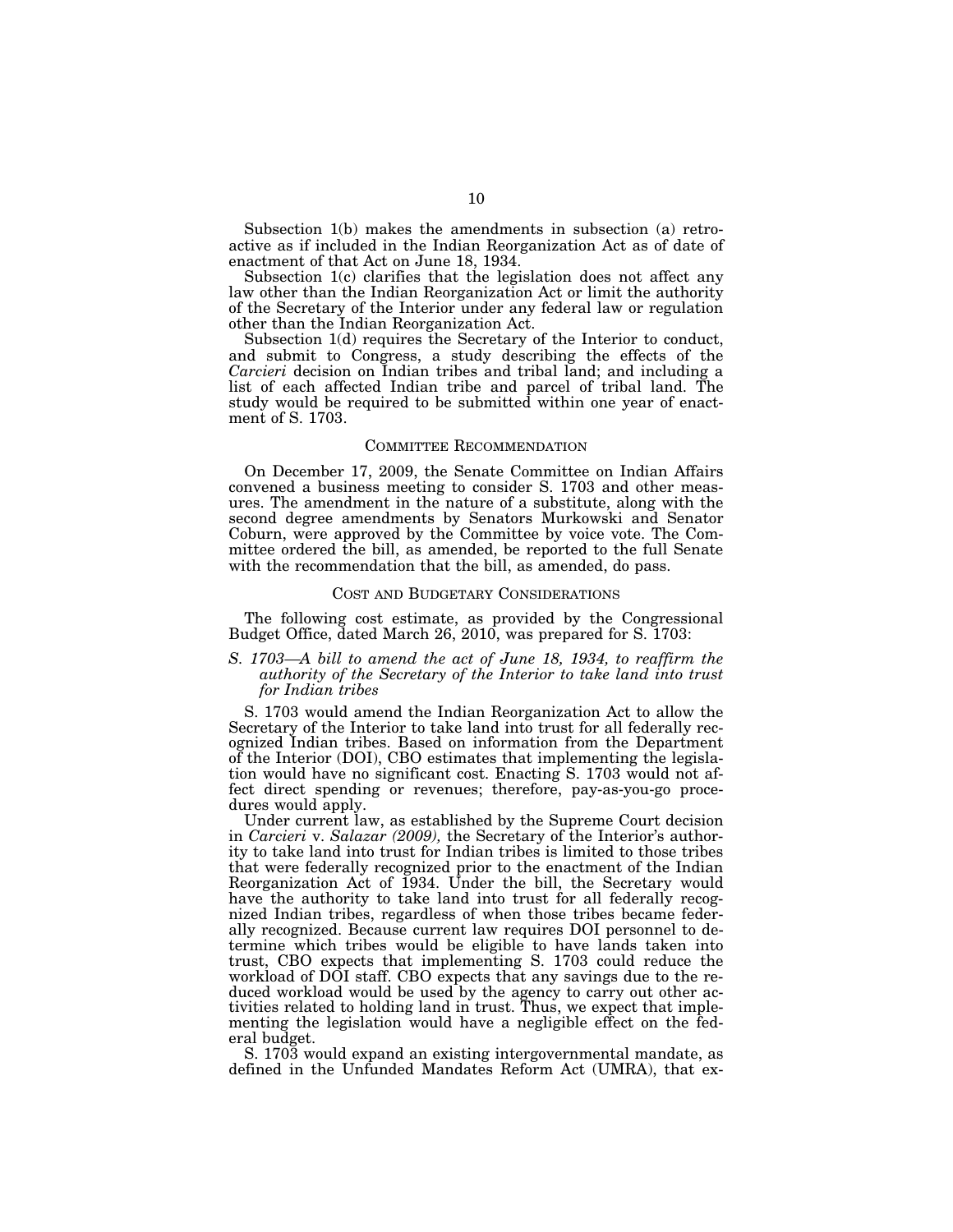Subsection 1(b) makes the amendments in subsection (a) retroactive as if included in the Indian Reorganization Act as of date of enactment of that Act on June 18, 1934.

Subsection 1(c) clarifies that the legislation does not affect any law other than the Indian Reorganization Act or limit the authority of the Secretary of the Interior under any federal law or regulation other than the Indian Reorganization Act.

Subsection 1(d) requires the Secretary of the Interior to conduct, and submit to Congress, a study describing the effects of the *Carcieri* decision on Indian tribes and tribal land; and including a list of each affected Indian tribe and parcel of tribal land. The study would be required to be submitted within one year of enactment of S. 1703.

## Committee Recommendation

On December 17, 2009, the Senate Committee on Indian Affairs convened a business meeting to consider S. 1703 and other measures. The amendment in the nature of a substitute, along with the second degree amendments by Senators Murkowski and Senator Coburn, were approved by the Committee by voice vote. The Committee ordered the bill, as amended, be reported to the full Senate with the recommendation that the bill, as amended, do pass.

## Cost and Budgetary Considerations

The following cost estimate, as provided by the Congressional Budget Office, dated March 26, 2010, was prepared for S. 1703:

### *S. 1703—A bill to amend the act of June 18, 1934, to reaffirm the authority of the Secretary of the Interior to take land into trust for Indian tribes*

S. 1703 would amend the Indian Reorganization Act to allow the Secretary of the Interior to take land into trust for all federally recognized Indian tribes. Based on information from the Department of the Interior (DOI), CBO estimates that implementing the legislation would have no significant cost. Enacting S. 1703 would not affect direct spending or revenues; therefore, pay-as-you-go procedures would apply.

Under current law, as established by the Supreme Court decision in *Carcieri* v. *Salazar (2009),* the Secretary of the Interior's authority to take land into trust for Indian tribes is limited to those tribes that were federally recognized prior to the enactment of the Indian Reorganization Act of 1934. Under the bill, the Secretary would have the authority to take land into trust for all federally recognized Indian tribes, regardless of when those tribes became federally recognized. Because current law requires DOI personnel to determine which tribes would be eligible to have lands taken into trust, CBO expects that implementing S. 1703 could reduce the workload of DOI staff. CBO expects that any savings due to the reduced workload would be used by the agency to carry out other activities related to holding land in trust. Thus, we expect that implementing the legislation would have a negligible effect on the federal budget.

S. 1703 would expand an existing intergovernmental mandate, as defined in the Unfunded Mandates Reform Act (UMRA), that ex-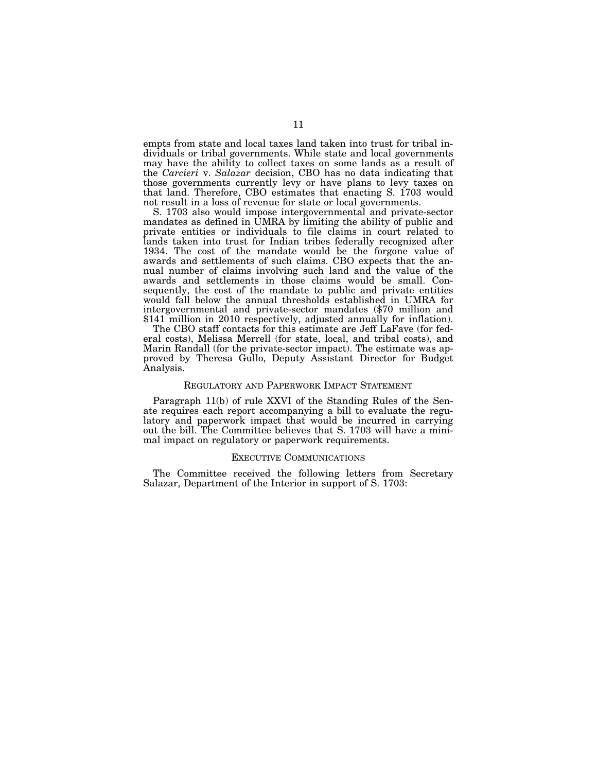empts from state and local taxes land taken into trust for tribal individuals or tribal governments. While state and local governments may have the ability to collect taxes on some lands as a result of the *Carcieri* v. *Salazar* decision, CBO has no data indicating that those governments currently levy or have plans to levy taxes on that land. Therefore, CBO estimates that enacting S. 1703 would not result in a loss of revenue for state or local governments.

S. 1703 also would impose intergovernmental and private-sector mandates as defined in UMRA by limiting the ability of public and private entities or individuals to file claims in court related to lands taken into trust for Indian tribes federally recognized after 1934. The cost of the mandate would be the forgone value of awards and settlements of such claims. CBO expects that the annual number of claims involving such land and the value of the awards and settlements in those claims would be small. Consequently, the cost of the mandate to public and private entities would fall below the annual thresholds established in UMRA for intergovernmental and private-sector mandates ($70 million and $141 million in 2010 respectively, adjusted annually for inflation).

The CBO staff contacts for this estimate are Jeff LaFave (for federal costs), Melissa Merrell (for state, local, and tribal costs), and Marin Randall (for the private-sector impact). The estimate was approved by Theresa Gullo, Deputy Assistant Director for Budget Analysis.

## REGULATORY AND PAPERWORK IMPACT STATEMENT

Paragraph 11(b) of rule XXVI of the Standing Rules of the Senate requires each report accompanying a bill to evaluate the regulatory and paperwork impact that would be incurred in carrying out the bill. The Committee believes that S. 1703 will have a minimal impact on regulatory or paperwork requirements.

## EXECUTIVE COMMUNICATIONS

The Committee received the following letters from Secretary Salazar, Department of the Interior in support of S. 1703: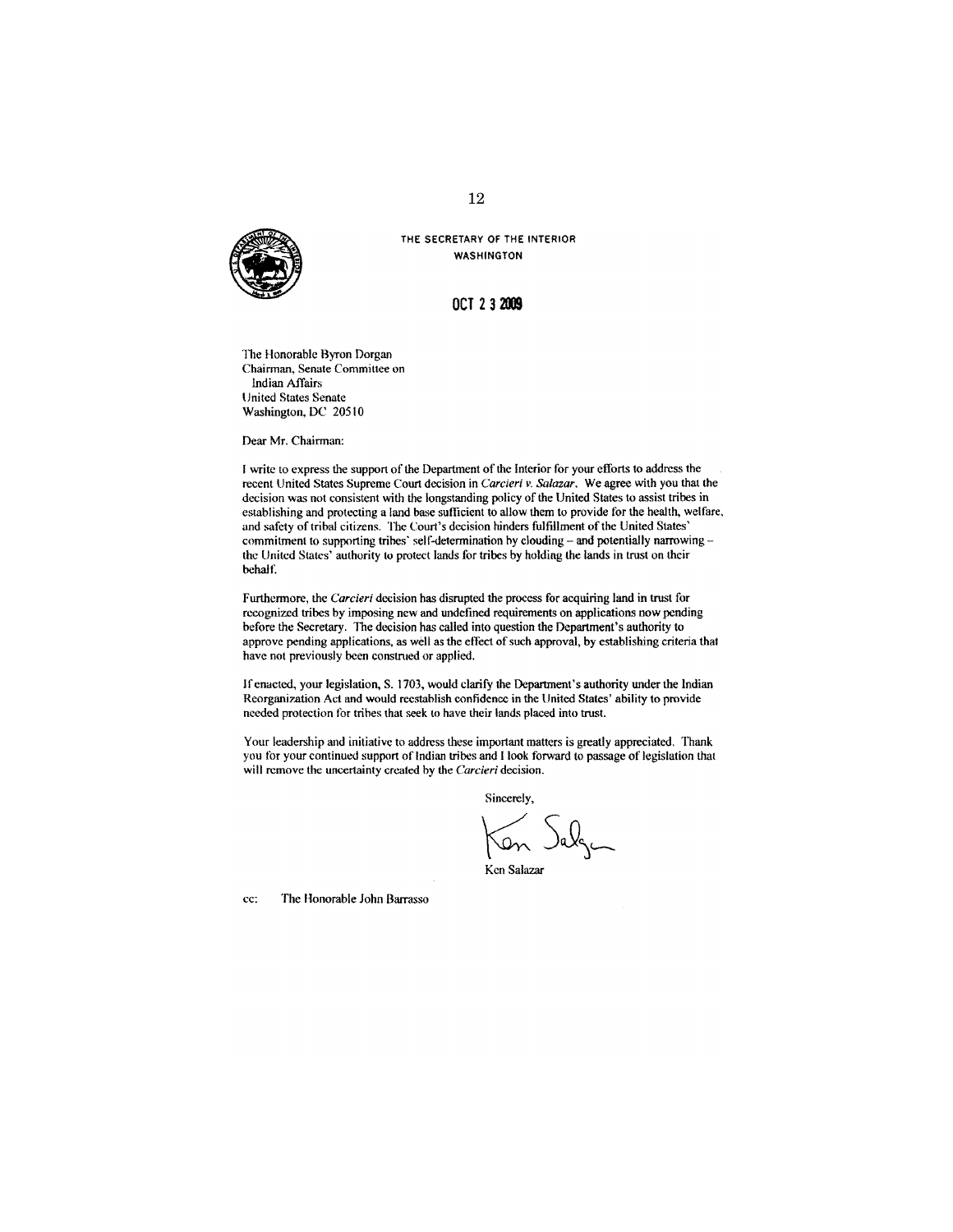THE SECRETARY OF THE INTERIOR
WASHINGTON

OCT 2 3 2009

The Honorable Byron Dorgan
Chairman, Senate Committee on
Indian Affairs
United States Senate
Washington, DC 20510

Dear Mr. Chairman:

I write to express the support of the Department of the Interior for your efforts to address the recent United States Supreme Court decision in *Carcieri v. Salazar*. We agree with you that the decision was not consistent with the longstanding policy of the United States to assist tribes in establishing and protecting a land base sufficient to allow them to provide for the health, welfare, and safety of tribal citizens. The Court's decision hinders fulfillment of the United States' commitment to supporting tribes' self-determination by clouding – and potentially narrowing – the United States' authority to protect lands for tribes by holding the lands in trust on their behalf.

Furthermore, the *Carcieri* decision has disrupted the process for acquiring land in trust for recognized tribes by imposing new and undefined requirements on applications now pending before the Secretary. The decision has called into question the Department's authority to approve pending applications, as well as the effect of such approval, by establishing criteria that have not previously been construed or applied.

If enacted, your legislation, S. 1703, would clarify the Department's authority under the Indian Reorganization Act and would reestablish confidence in the United States' ability to provide needed protection for tribes that seek to have their lands placed into trust.

Your leadership and initiative to address these important matters is greatly appreciated. Thank you for your continued support of Indian tribes and I look forward to passage of legislation that will remove the uncertainty created by the *Carcieri* decision.

Sincerely,

Ken Salazar

cc: The Honorable John Barrasso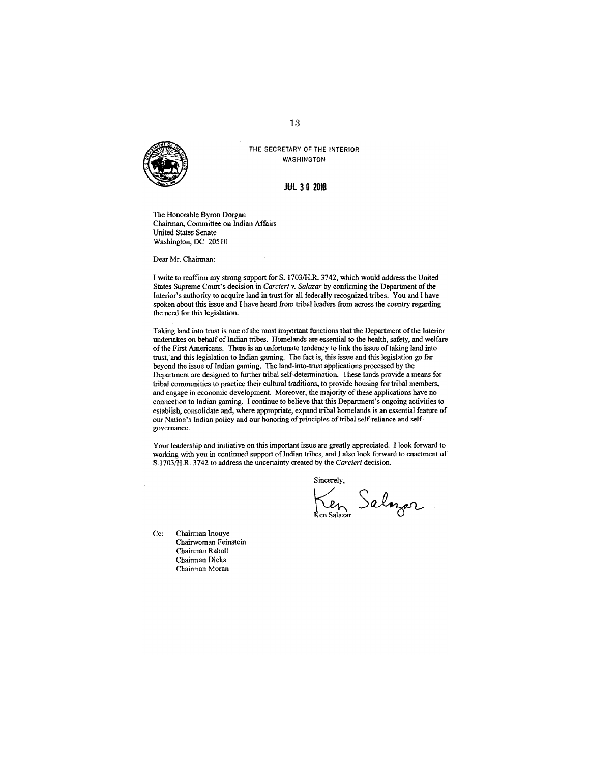THE SECRETARY OF THE INTERIOR
WASHINGTON

**JUL 30 2010**

The Honorable Byron Dorgan
Chairman, Committee on Indian Affairs
United States Senate
Washington, DC 20510

Dear Mr. Chairman:

I write to reaffirm my strong support for S. 1703/H.R. 3742, which would address the United States Supreme Court's decision in *Carcieri v. Salazar* by confirming the Department of the Interior's authority to acquire land in trust for all federally recognized tribes. You and I have spoken about this issue and I have heard from tribal leaders from across the country regarding the need for this legislation.

Taking land into trust is one of the most important functions that the Department of the Interior undertakes on behalf of Indian tribes. Homelands are essential to the health, safety, and welfare of the First Americans. There is an unfortunate tendency to link the issue of taking land into trust, and this legislation to Indian gaming. The fact is, this issue and this legislation go far beyond the issue of Indian gaming. The land-into-trust applications processed by the Department are designed to further tribal self-determination. These lands provide a means for tribal communities to practice their cultural traditions, to provide housing for tribal members, and engage in economic development. Moreover, the majority of these applications have no connection to Indian gaming. I continue to believe that this Department's ongoing activities to establish, consolidate and, where appropriate, expand tribal homelands is an essential feature of our Nation's Indian policy and our honoring of principles of tribal self-reliance and self-governance.

Your leadership and initiative on this important issue are greatly appreciated. I look forward to working with you in continued support of Indian tribes, and I also look forward to enactment of S.1703/H.R. 3742 to address the uncertainty created by the *Carcieri* decision.

Sincerely,

Ken Salazar

Cc: Chairman Inouye
Chairwoman Feinstein
Chairman Rahall
Chairman Dicks
Chairman Moran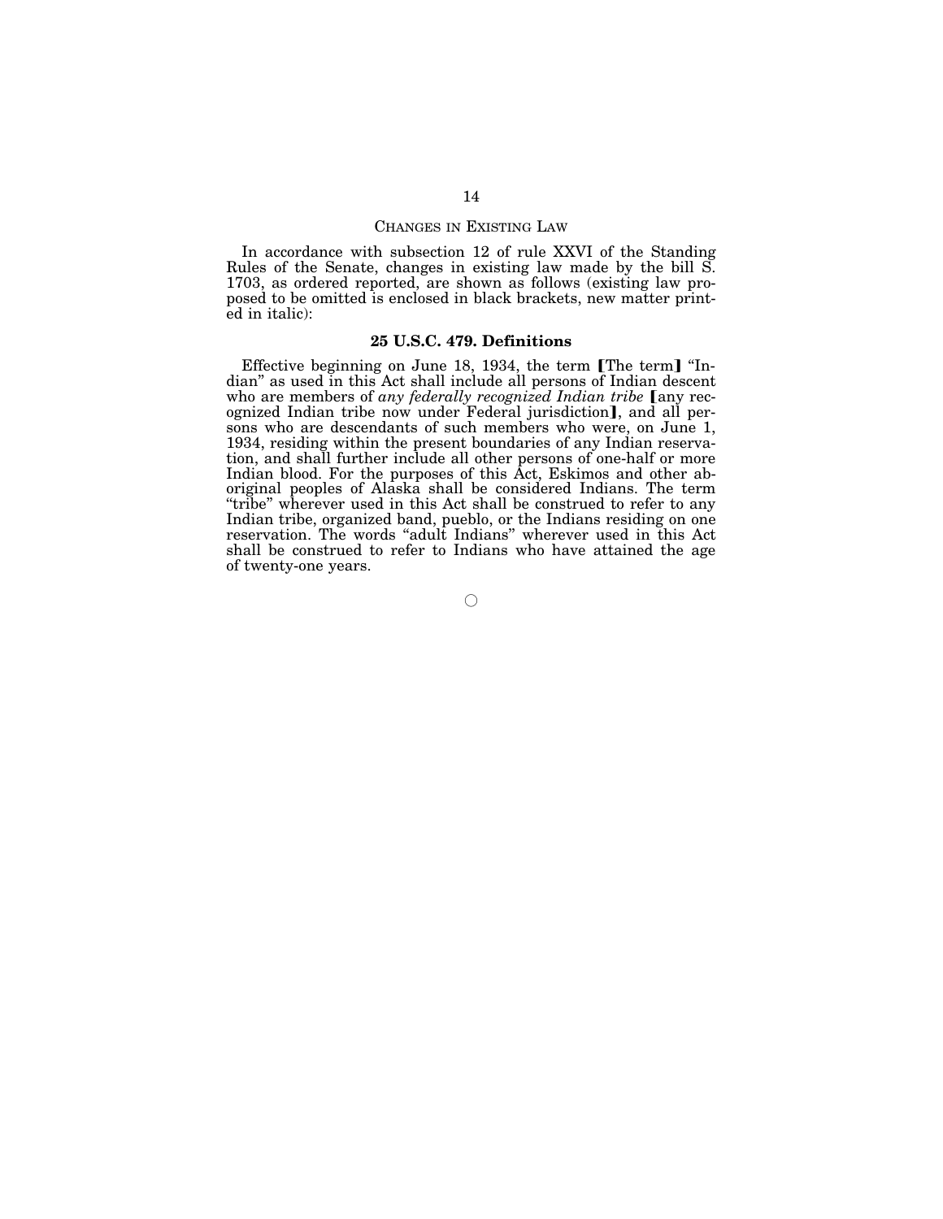## CHANGES IN EXISTING LAW

In accordance with subsection 12 of rule XXVI of the Standing Rules of the Senate, changes in existing law made by the bill S. 1703, as ordered reported, are shown as follows (existing law proposed to be omitted is enclosed in black brackets, new matter printed in italic):

### 25 U.S.C. 479. Definitions

Effective beginning on June 18, 1934, the term ⟦The term⟧ "Indian" as used in this Act shall include all persons of Indian descent who are members of *any federally recognized Indian tribe* ⟦any recognized Indian tribe now under Federal jurisdiction⟧, and all persons who are descendants of such members who were, on June 1, 1934, residing within the present boundaries of any Indian reservation, and shall further include all other persons of one-half or more Indian blood. For the purposes of this Act, Eskimos and other aboriginal peoples of Alaska shall be considered Indians. The term "tribe" wherever used in this Act shall be construed to refer to any Indian tribe, organized band, pueblo, or the Indians residing on one reservation. The words "adult Indians" wherever used in this Act shall be construed to refer to Indians who have attained the age of twenty-one years.

○